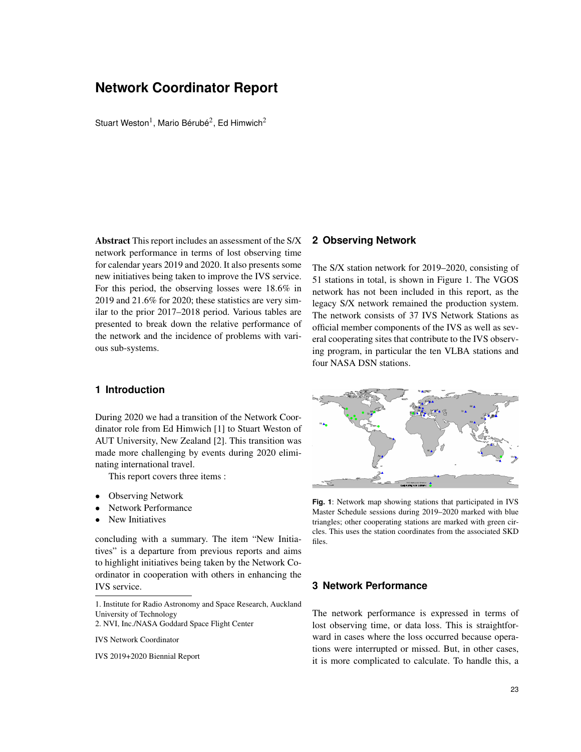# Network Coordinator Report

Stuart Weston[1], Mario Bérubé[2], Ed Himwich[2]

**Abstract** This report includes an assessment of the S/X network performance in terms of lost observing time for calendar years 2019 and 2020. It also presents some new initiatives being taken to improve the IVS service. For this period, the observing losses were 18.6% in 2019 and 21.6% for 2020; these statistics are very similar to the prior 2017–2018 period. Various tables are presented to break down the relative performance of the network and the incidence of problems with various sub-systems.

## 1 Introduction

During 2020 we had a transition of the Network Coordinator role from Ed Himwich [1] to Stuart Weston of AUT University, New Zealand [2]. This transition was made more challenging by events during 2020 eliminating international travel.

This report covers three items :

- Observing Network
- Network Performance
- New Initiatives

concluding with a summary. The item "New Initiatives" is a departure from previous reports and aims to highlight initiatives being taken by the Network Coordinator in cooperation with others in enhancing the IVS service.

1. Institute for Radio Astronomy and Space Research, Auckland University of Technology
2. NVI, Inc./NASA Goddard Space Flight Center

IVS Network Coordinator

IVS 2019+2020 Biennial Report

## 2 Observing Network

The S/X station network for 2019–2020, consisting of 51 stations in total, is shown in Figure 1. The VGOS network has not been included in this report, as the legacy S/X network remained the production system. The network consists of 37 IVS Network Stations as official member components of the IVS as well as several cooperating sites that contribute to the IVS observing program, in particular the ten VLBA stations and four NASA DSN stations.

**Fig. 1**: Network map showing stations that participated in IVS Master Schedule sessions during 2019–2020 marked with blue triangles; other cooperating stations are marked with green circles. This uses the station coordinates from the associated SKD files.

## 3 Network Performance

The network performance is expressed in terms of lost observing time, or data loss. This is straightforward in cases where the loss occurred because operations were interrupted or missed. But, in other cases, it is more complicated to calculate. To handle this, a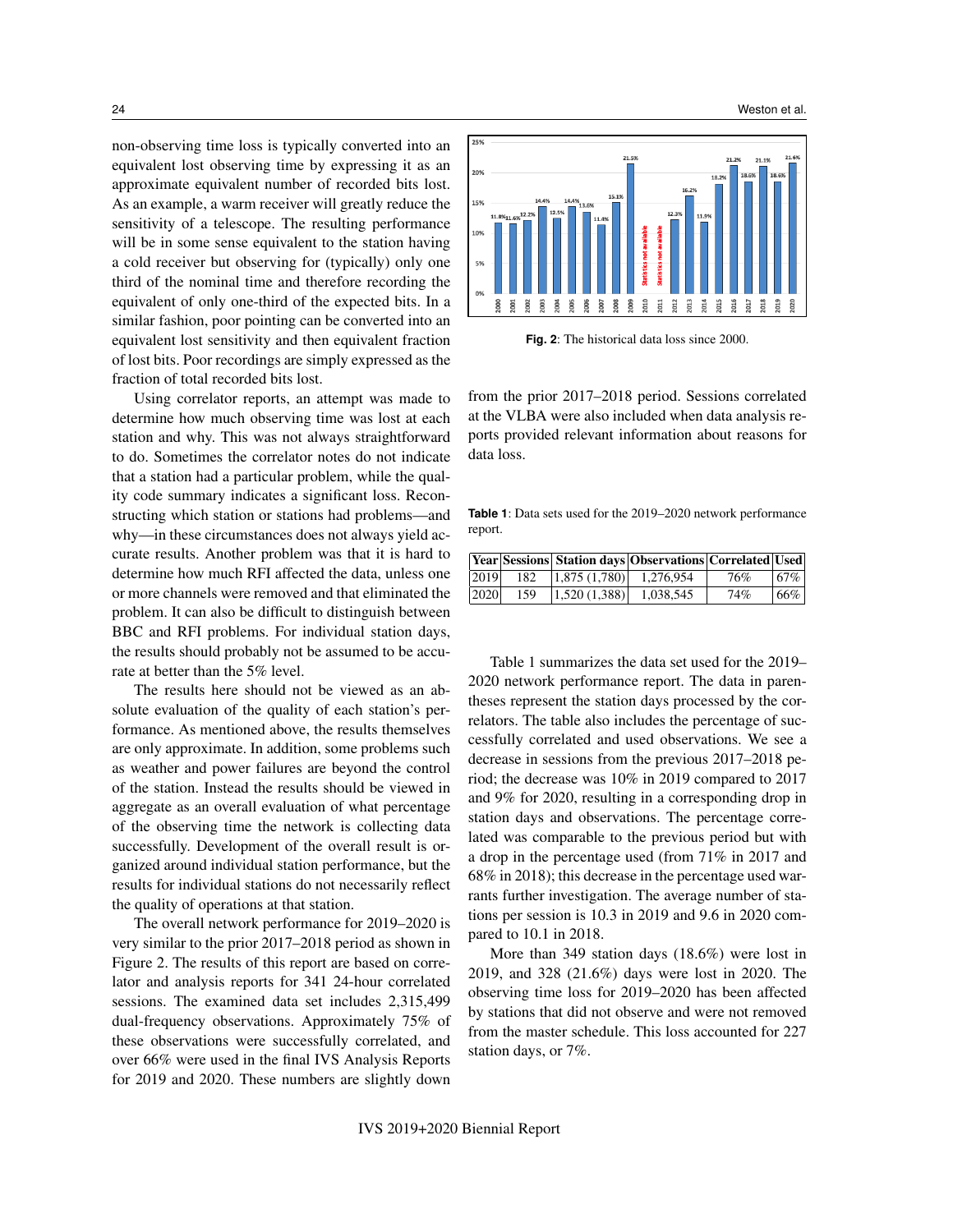non-observing time loss is typically converted into an equivalent lost observing time by expressing it as an approximate equivalent number of recorded bits lost. As an example, a warm receiver will greatly reduce the sensitivity of a telescope. The resulting performance will be in some sense equivalent to the station having a cold receiver but observing for (typically) only one third of the nominal time and therefore recording the equivalent of only one-third of the expected bits. In a similar fashion, poor pointing can be converted into an equivalent lost sensitivity and then equivalent fraction of lost bits. Poor recordings are simply expressed as the fraction of total recorded bits lost.

Using correlator reports, an attempt was made to determine how much observing time was lost at each station and why. This was not always straightforward to do. Sometimes the correlator notes do not indicate that a station had a particular problem, while the quality code summary indicates a significant loss. Reconstructing which station or stations had problems—and why—in these circumstances does not always yield accurate results. Another problem was that it is hard to determine how much RFI affected the data, unless one or more channels were removed and that eliminated the problem. It can also be difficult to distinguish between BBC and RFI problems. For individual station days, the results should probably not be assumed to be accurate at better than the 5% level.

The results here should not be viewed as an absolute evaluation of the quality of each station's performance. As mentioned above, the results themselves are only approximate. In addition, some problems such as weather and power failures are beyond the control of the station. Instead the results should be viewed in aggregate as an overall evaluation of what percentage of the observing time the network is collecting data successfully. Development of the overall result is organized around individual station performance, but the results for individual stations do not necessarily reflect the quality of operations at that station.

The overall network performance for 2019–2020 is very similar to the prior 2017–2018 period as shown in Figure 2. The results of this report are based on correlator and analysis reports for 341 24-hour correlated sessions. The examined data set includes 2,315,499 dual-frequency observations. Approximately 75% of these observations were successfully correlated, and over 66% were used in the final IVS Analysis Reports for 2019 and 2020. These numbers are slightly down from the prior 2017–2018 period. Sessions correlated at the VLBA were also included when data analysis reports provided relevant information about reasons for data loss.

25%
20%
15%
10%
5%
0%
11.8% 11.6% 12.2% 14.4% 12.5% 14.4% 13.6% 11.4% 15.1% 21.5% 12.3% 16.2% 11.9% 18.2% 21.2% 18.6% 21.1% 18.6% 21.6%
Statistics not available
Statistics not available
2000 2001 2002 2003 2004 2005 2006 2007 2008 2009 2010 2011 2012 2013 2014 2015 2016 2017 2018 2019 2020

**Fig. 2**: The historical data loss since 2000.

**Table 1**: Data sets used for the 2019–2020 network performance report.

| Year | Sessions | Station days | Observations | Correlated | Used |
|---|---|---|---|---|---|
| 2019 | 182 | 1,875 (1,780) | 1,276,954 | 76% | 67% |
| 2020 | 159 | 1,520 (1,388) | 1,038,545 | 74% | 66% |

Table 1 summarizes the data set used for the 2019–2020 network performance report. The data in parentheses represent the station days processed by the correlators. The table also includes the percentage of successfully correlated and used observations. We see a decrease in sessions from the previous 2017–2018 period; the decrease was 10% in 2019 compared to 2017 and 9% for 2020, resulting in a corresponding drop in station days and observations. The percentage correlated was comparable to the previous period but with a drop in the percentage used (from 71% in 2017 and 68% in 2018); this decrease in the percentage used warrants further investigation. The average number of stations per session is 10.3 in 2019 and 9.6 in 2020 compared to 10.1 in 2018.

More than 349 station days (18.6%) were lost in 2019, and 328 (21.6%) days were lost in 2020. The observing time loss for 2019–2020 has been affected by stations that did not observe and were not removed from the master schedule. This loss accounted for 227 station days, or 7%.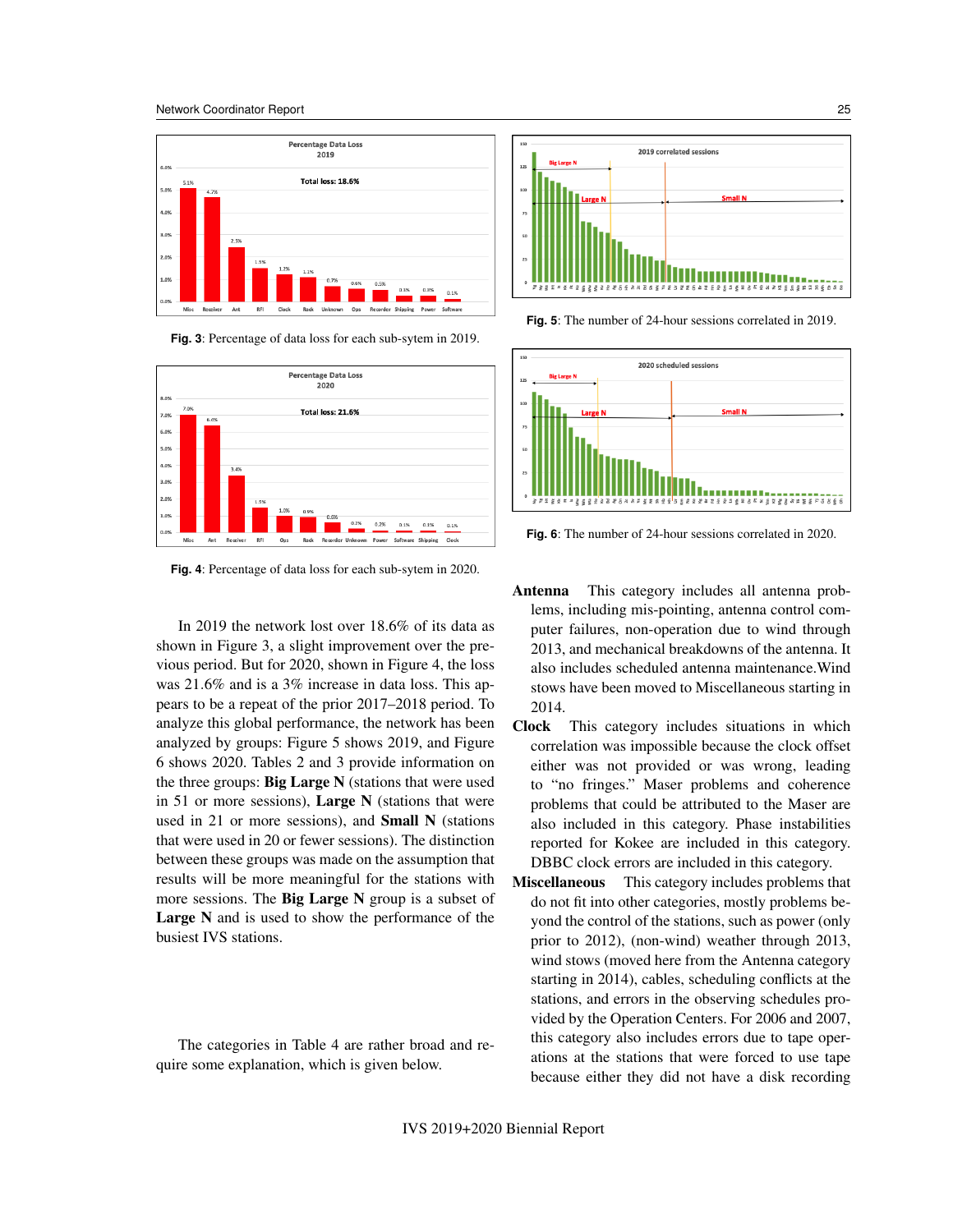Percentage Data Loss
2019

Total loss: 18.6%

5.1% 4.7% 2.5% 1.5% 1.2% 1.1% 0.7% 0.6% 0.5% 0.3% 0.3% 0.1%

Misc Receiver Ant RFI Clock Rack Unknown Ops Recorder Shipping Power Software

**Fig. 3**: Percentage of data loss for each sub-sytem in 2019.

Percentage Data Loss
2020

Total loss: 21.6%

7.0% 6.6% 3.4% 1.5% 1.0% 0.9% 0.6% 0.2% 0.2% 0.1% 0.1% 0.1%

Misc Ant Receiver RFI Ops Rack Recorder Unknown Power Software Shipping Clock

**Fig. 4**: Percentage of data loss for each sub-sytem in 2020.

2019 correlated sessions

Big Large N

Large N

Small N

**Fig. 5**: The number of 24-hour sessions correlated in 2019.

2020 scheduled sessions

Big Large N

Large N

Small N

**Fig. 6**: The number of 24-hour sessions correlated in 2020.

In 2019 the network lost over 18.6% of its data as shown in Figure 3, a slight improvement over the previous period. But for 2020, shown in Figure 4, the loss was 21.6% and is a 3% increase in data loss. This appears to be a repeat of the prior 2017–2018 period. To analyze this global performance, the network has been analyzed by groups: Figure 5 shows 2019, and Figure 6 shows 2020. Tables 2 and 3 provide information on the three groups: **Big Large N** (stations that were used in 51 or more sessions), **Large N** (stations that were used in 21 or more sessions), and **Small N** (stations that were used in 20 or fewer sessions). The distinction between these groups was made on the assumption that results will be more meaningful for the stations with more sessions. The **Big Large N** group is a subset of **Large N** and is used to show the performance of the busiest IVS stations.

The categories in Table 4 are rather broad and require some explanation, which is given below.

**Antenna** This category includes all antenna problems, including mis-pointing, antenna control computer failures, non-operation due to wind through 2013, and mechanical breakdowns of the antenna. It also includes scheduled antenna maintenance.Wind stows have been moved to Miscellaneous starting in 2014.

**Clock** This category includes situations in which correlation was impossible because the clock offset either was not provided or was wrong, leading to "no fringes." Maser problems and coherence problems that could be attributed to the Maser are also included in this category. Phase instabilities reported for Kokee are included in this category. DBBC clock errors are included in this category.

**Miscellaneous** This category includes problems that do not fit into other categories, mostly problems beyond the control of the stations, such as power (only prior to 2012), (non-wind) weather through 2013, wind stows (moved here from the Antenna category starting in 2014), cables, scheduling conflicts at the stations, and errors in the observing schedules provided by the Operation Centers. For 2006 and 2007, this category also includes errors due to tape operations at the stations that were forced to use tape because either they did not have a disk recording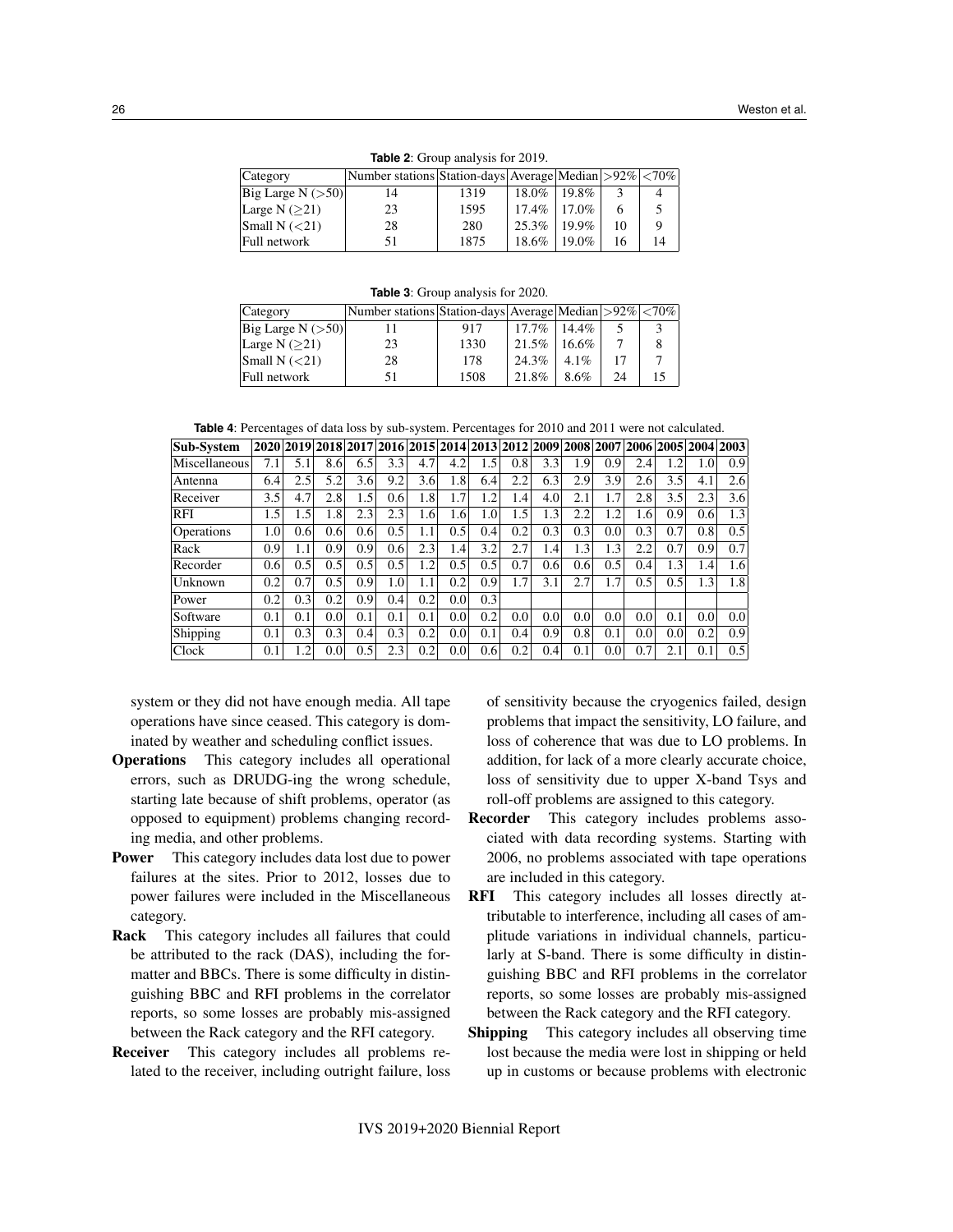**Table 2**: Group analysis for 2019.

| Category | Number stations | Station-days | Average | Median | >92% | <70% |
|---|---|---|---|---|---|---|
| Big Large N (>50) | 14 | 1319 | 18.0% | 19.8% | 3 | 4 |
| Large N (≥21) | 23 | 1595 | 17.4% | 17.0% | 6 | 5 |
| Small N (<21) | 28 | 280 | 25.3% | 19.9% | 10 | 9 |
| Full network | 51 | 1875 | 18.6% | 19.0% | 16 | 14 |

**Table 3**: Group analysis for 2020.

| Category | Number stations | Station-days | Average | Median | >92% | <70% |
|---|---|---|---|---|---|---|
| Big Large N (>50) | 11 | 917 | 17.7% | 14.4% | 5 | 3 |
| Large N (≥21) | 23 | 1330 | 21.5% | 16.6% | 7 | 8 |
| Small N (<21) | 28 | 178 | 24.3% | 4.1% | 17 | 7 |
| Full network | 51 | 1508 | 21.8% | 8.6% | 24 | 15 |

**Table 4**: Percentages of data loss by sub-system. Percentages for 2010 and 2011 were not calculated.

| Sub-System | 2020 | 2019 | 2018 | 2017 | 2016 | 2015 | 2014 | 2013 | 2012 | 2009 | 2008 | 2007 | 2006 | 2005 | 2004 | 2003 |
|---|---|---|---|---|---|---|---|---|---|---|---|---|---|---|---|---|
| Miscellaneous | 7.1 | 5.1 | 8.6 | 6.5 | 3.3 | 4.7 | 4.2 | 1.5 | 0.8 | 3.3 | 1.9 | 0.9 | 2.4 | 1.2 | 1.0 | 0.9 |
| Antenna | 6.4 | 2.5 | 5.2 | 3.6 | 9.2 | 3.6 | 1.8 | 6.4 | 2.2 | 6.3 | 2.9 | 3.9 | 2.6 | 3.5 | 4.1 | 2.6 |
| Receiver | 3.5 | 4.7 | 2.8 | 1.5 | 0.6 | 1.8 | 1.7 | 1.2 | 1.4 | 4.0 | 2.1 | 1.7 | 2.8 | 3.5 | 2.3 | 3.6 |
| RFI | 1.5 | 1.5 | 1.8 | 2.3 | 2.3 | 1.6 | 1.6 | 1.0 | 1.5 | 1.3 | 2.2 | 1.2 | 1.6 | 0.9 | 0.6 | 1.3 |
| Operations | 1.0 | 0.6 | 0.6 | 0.6 | 0.5 | 1.1 | 0.5 | 0.4 | 0.2 | 0.3 | 0.3 | 0.0 | 0.3 | 0.7 | 0.8 | 0.5 |
| Rack | 0.9 | 1.1 | 0.9 | 0.9 | 0.6 | 2.3 | 1.4 | 3.2 | 2.7 | 1.4 | 1.3 | 1.3 | 2.2 | 0.7 | 0.9 | 0.7 |
| Recorder | 0.6 | 0.5 | 0.5 | 0.5 | 0.5 | 1.2 | 0.5 | 0.5 | 0.7 | 0.6 | 0.6 | 0.5 | 0.4 | 1.3 | 1.4 | 1.6 |
| Unknown | 0.2 | 0.7 | 0.5 | 0.9 | 1.0 | 1.1 | 0.2 | 0.9 | 1.7 | 3.1 | 2.7 | 1.7 | 0.5 | 0.5 | 1.3 | 1.8 |
| Power | 0.2 | 0.3 | 0.2 | 0.9 | 0.4 | 0.2 | 0.0 | 0.3 | | | | | | | | |
| Software | 0.1 | 0.1 | 0.0 | 0.1 | 0.1 | 0.1 | 0.0 | 0.2 | 0.0 | 0.0 | 0.0 | 0.0 | 0.0 | 0.1 | 0.0 | 0.0 |
| Shipping | 0.1 | 0.3 | 0.3 | 0.4 | 0.3 | 0.2 | 0.0 | 0.1 | 0.4 | 0.9 | 0.8 | 0.1 | 0.0 | 0.0 | 0.2 | 0.9 |
| Clock | 0.1 | 1.2 | 0.0 | 0.5 | 2.3 | 0.2 | 0.0 | 0.6 | 0.2 | 0.4 | 0.1 | 0.0 | 0.7 | 2.1 | 0.1 | 0.5 |

system or they did not have enough media. All tape operations have since ceased. This category is dominated by weather and scheduling conflict issues.

**Operations** This category includes all operational errors, such as DRUDG-ing the wrong schedule, starting late because of shift problems, operator (as opposed to equipment) problems changing recording media, and other problems.

**Power** This category includes data lost due to power failures at the sites. Prior to 2012, losses due to power failures were included in the Miscellaneous category.

**Rack** This category includes all failures that could be attributed to the rack (DAS), including the formatter and BBCs. There is some difficulty in distinguishing BBC and RFI problems in the correlator reports, so some losses are probably mis-assigned between the Rack category and the RFI category.

**Receiver** This category includes all problems related to the receiver, including outright failure, loss of sensitivity because the cryogenics failed, design problems that impact the sensitivity, LO failure, and loss of coherence that was due to LO problems. In addition, for lack of a more clearly accurate choice, loss of sensitivity due to upper X-band Tsys and roll-off problems are assigned to this category.

**Recorder** This category includes problems associated with data recording systems. Starting with 2006, no problems associated with tape operations are included in this category.

**RFI** This category includes all losses directly attributable to interference, including all cases of amplitude variations in individual channels, particularly at S-band. There is some difficulty in distinguishing BBC and RFI problems in the correlator reports, so some losses are probably mis-assigned between the Rack category and the RFI category.

**Shipping** This category includes all observing time lost because the media were lost in shipping or held up in customs or because problems with electronic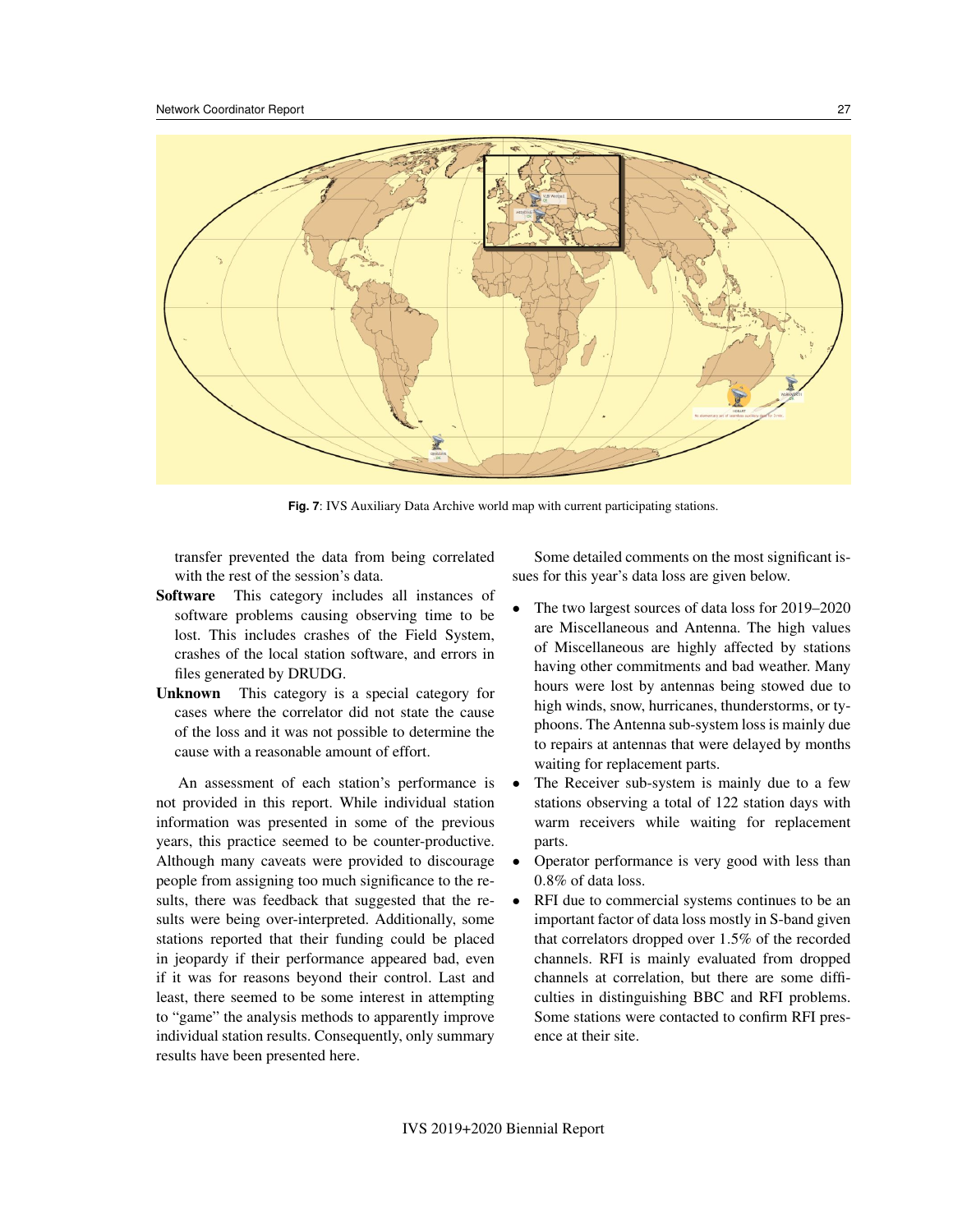Fig. 7: IVS Auxiliary Data Archive world map with current participating stations.

transfer prevented the data from being correlated with the rest of the session's data.

**Software** This category includes all instances of software problems causing observing time to be lost. This includes crashes of the Field System, crashes of the local station software, and errors in files generated by DRUDG.

**Unknown** This category is a special category for cases where the correlator did not state the cause of the loss and it was not possible to determine the cause with a reasonable amount of effort.

An assessment of each station's performance is not provided in this report. While individual station information was presented in some of the previous years, this practice seemed to be counter-productive. Although many caveats were provided to discourage people from assigning too much significance to the results, there was feedback that suggested that the results were being over-interpreted. Additionally, some stations reported that their funding could be placed in jeopardy if their performance appeared bad, even if it was for reasons beyond their control. Last and least, there seemed to be some interest in attempting to "game" the analysis methods to apparently improve individual station results. Consequently, only summary results have been presented here.

Some detailed comments on the most significant issues for this year's data loss are given below.

- The two largest sources of data loss for 2019–2020 are Miscellaneous and Antenna. The high values of Miscellaneous are highly affected by stations having other commitments and bad weather. Many hours were lost by antennas being stowed due to high winds, snow, hurricanes, thunderstorms, or typhoons. The Antenna sub-system loss is mainly due to repairs at antennas that were delayed by months waiting for replacement parts.
- The Receiver sub-system is mainly due to a few stations observing a total of 122 station days with warm receivers while waiting for replacement parts.
- Operator performance is very good with less than 0.8% of data loss.
- RFI due to commercial systems continues to be an important factor of data loss mostly in S-band given that correlators dropped over 1.5% of the recorded channels. RFI is mainly evaluated from dropped channels at correlation, but there are some difficulties in distinguishing BBC and RFI problems. Some stations were contacted to confirm RFI presence at their site.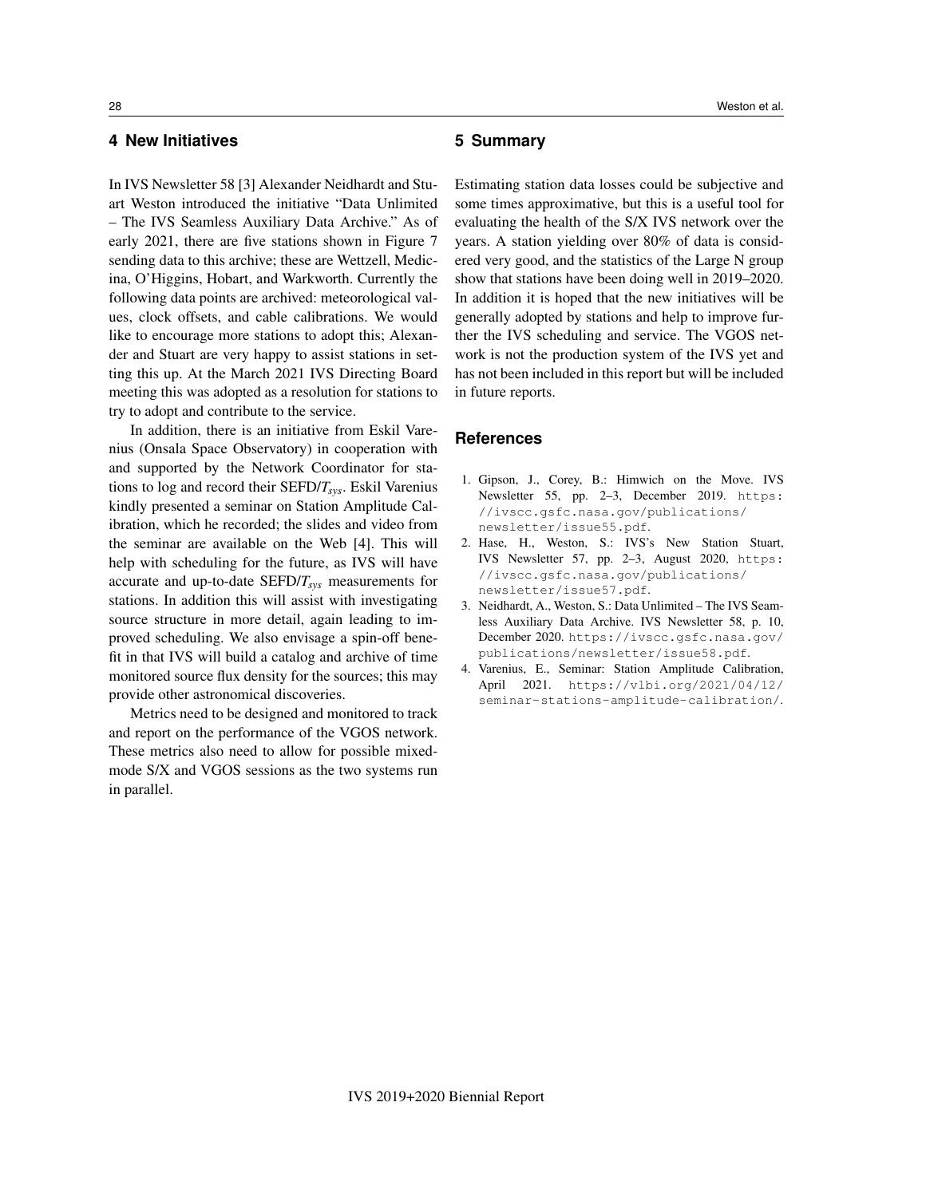## 4 New Initiatives

In IVS Newsletter 58 [3] Alexander Neidhardt and Stuart Weston introduced the initiative "Data Unlimited – The IVS Seamless Auxiliary Data Archive." As of early 2021, there are five stations shown in Figure 7 sending data to this archive; these are Wettzell, Medicina, O'Higgins, Hobart, and Warkworth. Currently the following data points are archived: meteorological values, clock offsets, and cable calibrations. We would like to encourage more stations to adopt this; Alexander and Stuart are very happy to assist stations in setting this up. At the March 2021 IVS Directing Board meeting this was adopted as a resolution for stations to try to adopt and contribute to the service.

In addition, there is an initiative from Eskil Varenius (Onsala Space Observatory) in cooperation with and supported by the Network Coordinator for stations to log and record their SEFD/$T_{sys}$. Eskil Varenius kindly presented a seminar on Station Amplitude Calibration, which he recorded; the slides and video from the seminar are available on the Web [4]. This will help with scheduling for the future, as IVS will have accurate and up-to-date SEFD/$T_{sys}$ measurements for stations. In addition this will assist with investigating source structure in more detail, again leading to improved scheduling. We also envisage a spin-off benefit in that IVS will build a catalog and archive of time monitored source flux density for the sources; this may provide other astronomical discoveries.

Metrics need to be designed and monitored to track and report on the performance of the VGOS network. These metrics also need to allow for possible mixed-mode S/X and VGOS sessions as the two systems run in parallel.

## 5 Summary

Estimating station data losses could be subjective and some times approximative, but this is a useful tool for evaluating the health of the S/X IVS network over the years. A station yielding over 80% of data is considered very good, and the statistics of the Large N group show that stations have been doing well in 2019–2020. In addition it is hoped that the new initiatives will be generally adopted by stations and help to improve further the IVS scheduling and service. The VGOS network is not the production system of the IVS yet and has not been included in this report but will be included in future reports.

## References

1. Gipson, J., Corey, B.: Himwich on the Move. IVS Newsletter 55, pp. 2–3, December 2019. https://ivscc.gsfc.nasa.gov/publications/newsletter/issue55.pdf.
2. Hase, H., Weston, S.: IVS's New Station Stuart, IVS Newsletter 57, pp. 2–3, August 2020, https://ivscc.gsfc.nasa.gov/publications/newsletter/issue57.pdf.
3. Neidhardt, A., Weston, S.: Data Unlimited – The IVS Seamless Auxiliary Data Archive. IVS Newsletter 58, p. 10, December 2020. https://ivscc.gsfc.nasa.gov/publications/newsletter/issue58.pdf.
4. Varenius, E., Seminar: Station Amplitude Calibration, April 2021. https://vlbi.org/2021/04/12/seminar-stations-amplitude-calibration/.